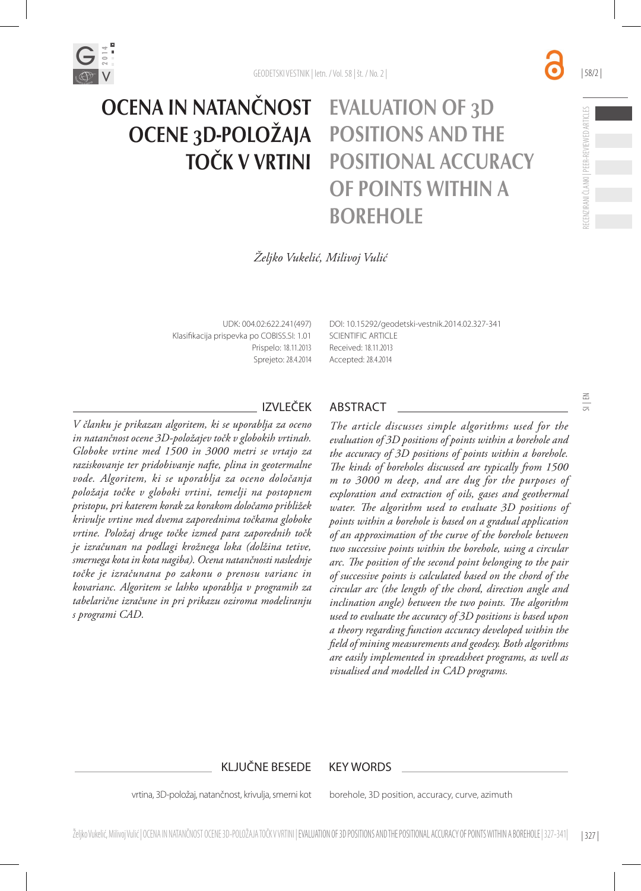# OCENA IN NATANČNOST OCENE 3D-POLOŽAJA TOČK V VRTINI

# EVALUATION OF 3D POSITIONS AND THE POSITIONAL ACCURACY OF POINTS WITHIN A BOREHOLE

*Željko Vukelić, Milivoj Vulić*

UDK: 004.02:622.241(497)
Klasifikacija prispevka po COBISS.SI: 1.01
Prispelo: 18.11.2013
Sprejeto: 28.4.2014

DOI: 10.15292/geodetski-vestnik.2014.02.327-341
SCIENTIFIC ARTICLE
Received: 18.11.2013
Accepted: 28.4.2014

## IZVLEČEK

*V članku je prikazan algoritem, ki se uporablja za oceno in natančnost ocene 3D-položajev točk v globokih vrtinah. Globoke vrtine med 1500 in 3000 metri se vrtajo za raziskovanje ter pridobivanje nafte, plina in geotermalne vode. Algoritem, ki se uporablja za oceno določanja položaja točke v globoki vrtini, temelji na postopnem pristopu, pri katerem korak za korakom določamo približek krivulje vrtine med dvema zaporednima točkama globoke vrtine. Položaj druge točke izmed para zaporednih točk je izračunan na podlagi krožnega loka (dolžina tetive, smernega kota in kota nagiba). Ocena natančnosti naslednje točke je izračunana po zakonu o prenosu varianc in kovarianc. Algoritem se lahko uporablja v programih za tabelarične izračune in pri prikazu oziroma modeliranju s programi CAD.*

## ABSTRACT

*The article discusses simple algorithms used for the evaluation of 3D positions of points within a borehole and the accuracy of 3D positions of points within a borehole. The kinds of boreholes discussed are typically from 1500 m to 3000 m deep, and are dug for the purposes of exploration and extraction of oils, gases and geothermal water. The algorithm used to evaluate 3D positions of points within a borehole is based on a gradual application of an approximation of the curve of the borehole between two successive points within the borehole, using a circular arc. The position of the second point belonging to the pair of successive points is calculated based on the chord of the circular arc (the length of the chord, direction angle and inclination angle) between the two points. The algorithm used to evaluate the accuracy of 3D positions is based upon a theory regarding function accuracy developed within the field of mining measurements and geodesy. Both algorithms are easily implemented in spreadsheet programs, as well as visualised and modelled in CAD programs.*

## KLJUČNE BESEDE

vrtina, 3D-položaj, natančnost, krivulja, smerni kot

## KEY WORDS

borehole, 3D position, accuracy, curve, azimuth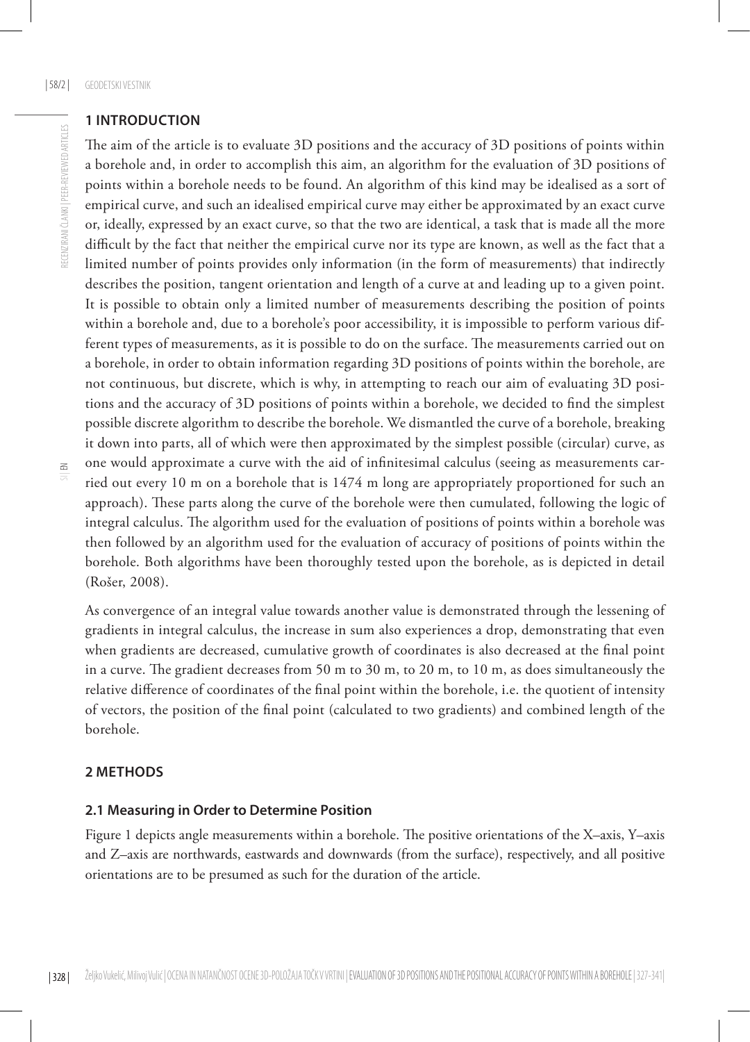## 1 INTRODUCTION

The aim of the article is to evaluate 3D positions and the accuracy of 3D positions of points within a borehole and, in order to accomplish this aim, an algorithm for the evaluation of 3D positions of points within a borehole needs to be found. An algorithm of this kind may be idealised as a sort of empirical curve, and such an idealised empirical curve may either be approximated by an exact curve or, ideally, expressed by an exact curve, so that the two are identical, a task that is made all the more difficult by the fact that neither the empirical curve nor its type are known, as well as the fact that a limited number of points provides only information (in the form of measurements) that indirectly describes the position, tangent orientation and length of a curve at and leading up to a given point. It is possible to obtain only a limited number of measurements describing the position of points within a borehole and, due to a borehole's poor accessibility, it is impossible to perform various different types of measurements, as it is possible to do on the surface. The measurements carried out on a borehole, in order to obtain information regarding 3D positions of points within the borehole, are not continuous, but discrete, which is why, in attempting to reach our aim of evaluating 3D positions and the accuracy of 3D positions of points within a borehole, we decided to find the simplest possible discrete algorithm to describe the borehole. We dismantled the curve of a borehole, breaking it down into parts, all of which were then approximated by the simplest possible (circular) curve, as one would approximate a curve with the aid of infinitesimal calculus (seeing as measurements carried out every 10 m on a borehole that is 1474 m long are appropriately proportioned for such an approach). These parts along the curve of the borehole were then cumulated, following the logic of integral calculus. The algorithm used for the evaluation of positions of points within a borehole was then followed by an algorithm used for the evaluation of accuracy of positions of points within the borehole. Both algorithms have been thoroughly tested upon the borehole, as is depicted in detail (Rošer, 2008).

As convergence of an integral value towards another value is demonstrated through the lessening of gradients in integral calculus, the increase in sum also experiences a drop, demonstrating that even when gradients are decreased, cumulative growth of coordinates is also decreased at the final point in a curve. The gradient decreases from 50 m to 30 m, to 20 m, to 10 m, as does simultaneously the relative difference of coordinates of the final point within the borehole, i.e. the quotient of intensity of vectors, the position of the final point (calculated to two gradients) and combined length of the borehole.

## 2 METHODS

### 2.1 Measuring in Order to Determine Position

Figure 1 depicts angle measurements within a borehole. The positive orientations of the X–axis, Y–axis and Z–axis are northwards, eastwards and downwards (from the surface), respectively, and all positive orientations are to be presumed as such for the duration of the article.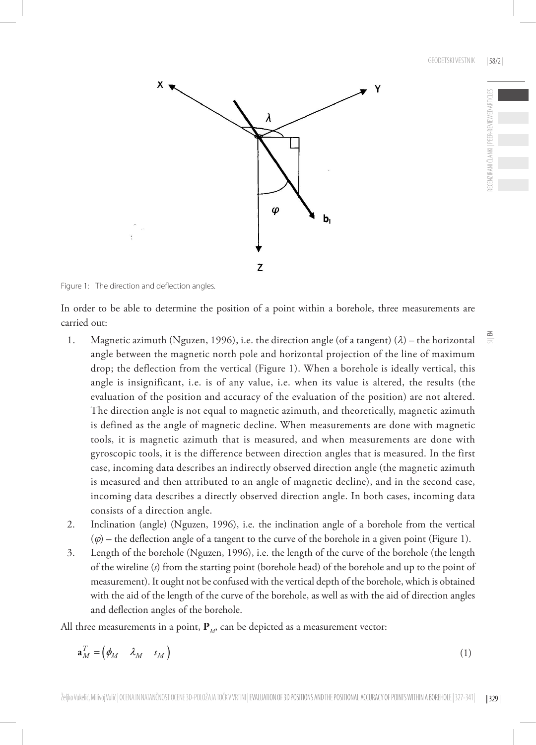Figure 1: The direction and deflection angles.

In order to be able to determine the position of a point within a borehole, three measurements are carried out:

1. Magnetic azimuth (Nguzen, 1996), i.e. the direction angle (of a tangent) ($\lambda$) – the horizontal angle between the magnetic north pole and horizontal projection of the line of maximum drop; the deflection from the vertical (Figure 1). When a borehole is ideally vertical, this angle is insignificant, i.e. is of any value, i.e. when its value is altered, the results (the evaluation of the position and accuracy of the evaluation of the position) are not altered. The direction angle is not equal to magnetic azimuth, and theoretically, magnetic azimuth is defined as the angle of magnetic decline. When measurements are done with magnetic tools, it is magnetic azimuth that is measured, and when measurements are done with gyroscopic tools, it is the difference between direction angles that is measured. In the first case, incoming data describes an indirectly observed direction angle (the magnetic azimuth is measured and then attributed to an angle of magnetic decline), and in the second case, incoming data describes a directly observed direction angle. In both cases, incoming data consists of a direction angle.
2. Inclination (angle) (Nguzen, 1996), i.e. the inclination angle of a borehole from the vertical ($\varphi$) – the deflection angle of a tangent to the curve of the borehole in a given point (Figure 1).
3. Length of the borehole (Nguzen, 1996), i.e. the length of the curve of the borehole (the length of the wireline ($s$) from the starting point (borehole head) of the borehole and up to the point of measurement). It ought not be confused with the vertical depth of the borehole, which is obtained with the aid of the length of the curve of the borehole, as well as with the aid of direction angles and deflection angles of the borehole.

All three measurements in a point, $\mathbf{P}_M$, can be depicted as a measurement vector:

$$\mathbf{a}_M^T = \begin{pmatrix} \phi_M & \lambda_M & s_M \end{pmatrix} \tag{1}$$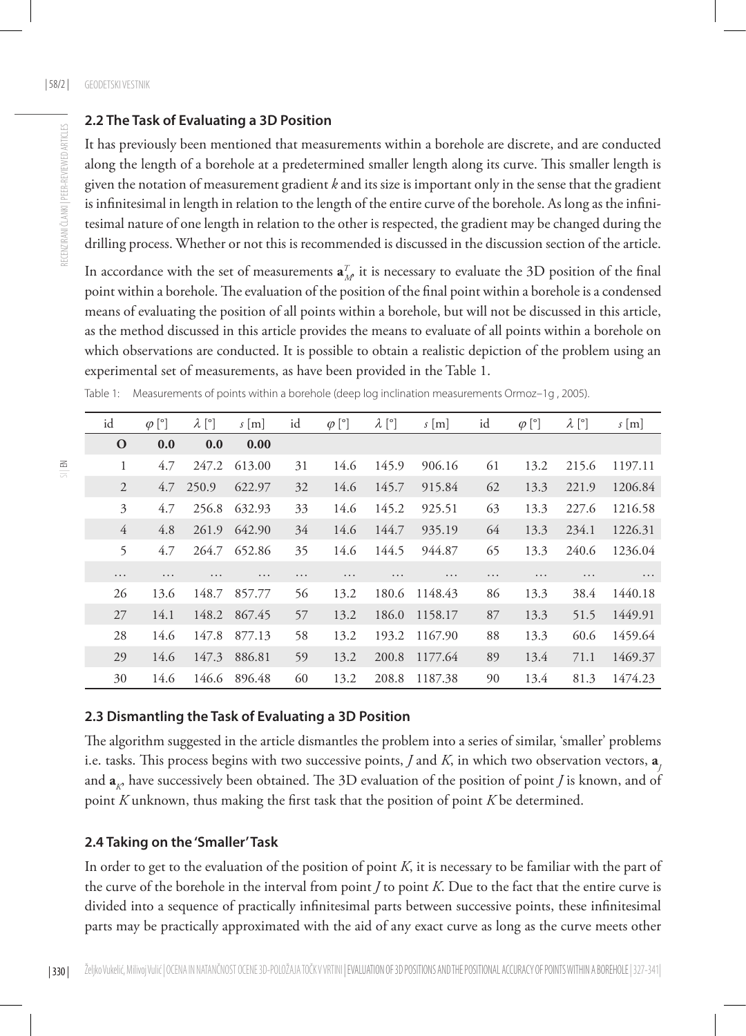## 2.2 The Task of Evaluating a 3D Position

It has previously been mentioned that measurements within a borehole are discrete, and are conducted along the length of a borehole at a predetermined smaller length along its curve. This smaller length is given the notation of measurement gradient $k$ and its size is important only in the sense that the gradient is infinitesimal in length in relation to the length of the entire curve of the borehole. As long as the infinitesimal nature of one length in relation to the other is respected, the gradient may be changed during the drilling process. Whether or not this is recommended is discussed in the discussion section of the article.

In accordance with the set of measurements $\mathbf{a}_{M}^{T}$ it is necessary to evaluate the 3D position of the final point within a borehole. The evaluation of the position of the final point within a borehole is a condensed means of evaluating the position of all points within a borehole, but will not be discussed in this article, as the method discussed in this article provides the means to evaluate of all points within a borehole on which observations are conducted. It is possible to obtain a realistic depiction of the problem using an experimental set of measurements, as have been provided in the Table 1.

Table 1: Measurements of points within a borehole (deep log inclination measurements Ormoz–1g , 2005).

| id | $\varphi$ [°] | $\lambda$ [°] | $s$ [m] | id | $\varphi$ [°] | $\lambda$ [°] | $s$ [m] | id | $\varphi$ [°] | $\lambda$ [°] | $s$ [m] |
|---|---|---|---|---|---|---|---|---|---|---|---|
| **O** | **0.0** | **0.0** | **0.00** | | | | | | | | |
| 1 | 4.7 | 247.2 | 613.00 | 31 | 14.6 | 145.9 | 906.16 | 61 | 13.2 | 215.6 | 1197.11 |
| 2 | 4.7 | 250.9 | 622.97 | 32 | 14.6 | 145.7 | 915.84 | 62 | 13.3 | 221.9 | 1206.84 |
| 3 | 4.7 | 256.8 | 632.93 | 33 | 14.6 | 145.2 | 925.51 | 63 | 13.3 | 227.6 | 1216.58 |
| 4 | 4.8 | 261.9 | 642.90 | 34 | 14.6 | 144.7 | 935.19 | 64 | 13.3 | 234.1 | 1226.31 |
| 5 | 4.7 | 264.7 | 652.86 | 35 | 14.6 | 144.5 | 944.87 | 65 | 13.3 | 240.6 | 1236.04 |
| … | … | … | … | … | … | … | … | … | … | … | … |
| 26 | 13.6 | 148.7 | 857.77 | 56 | 13.2 | 180.6 | 1148.43 | 86 | 13.3 | 38.4 | 1440.18 |
| 27 | 14.1 | 148.2 | 867.45 | 57 | 13.2 | 186.0 | 1158.17 | 87 | 13.3 | 51.5 | 1449.91 |
| 28 | 14.6 | 147.8 | 877.13 | 58 | 13.2 | 193.2 | 1167.90 | 88 | 13.3 | 60.6 | 1459.64 |
| 29 | 14.6 | 147.3 | 886.81 | 59 | 13.2 | 200.8 | 1177.64 | 89 | 13.4 | 71.1 | 1469.37 |
| 30 | 14.6 | 146.6 | 896.48 | 60 | 13.2 | 208.8 | 1187.38 | 90 | 13.4 | 81.3 | 1474.23 |

## 2.3 Dismantling the Task of Evaluating a 3D Position

The algorithm suggested in the article dismantles the problem into a series of similar, 'smaller' problems i.e. tasks. This process begins with two successive points, $J$ and $K$, in which two observation vectors, $\mathbf{a}_J$ and $\mathbf{a}_K$, have successively been obtained. The 3D evaluation of the position of point $J$ is known, and of point $K$ unknown, thus making the first task that the position of point $K$ be determined.

## 2.4 Taking on the 'Smaller' Task

In order to get to the evaluation of the position of point $K$, it is necessary to be familiar with the part of the curve of the borehole in the interval from point $J$ to point $K$. Due to the fact that the entire curve is divided into a sequence of practically infinitesimal parts between successive points, these infinitesimal parts may be practically approximated with the aid of any exact curve as long as the curve meets other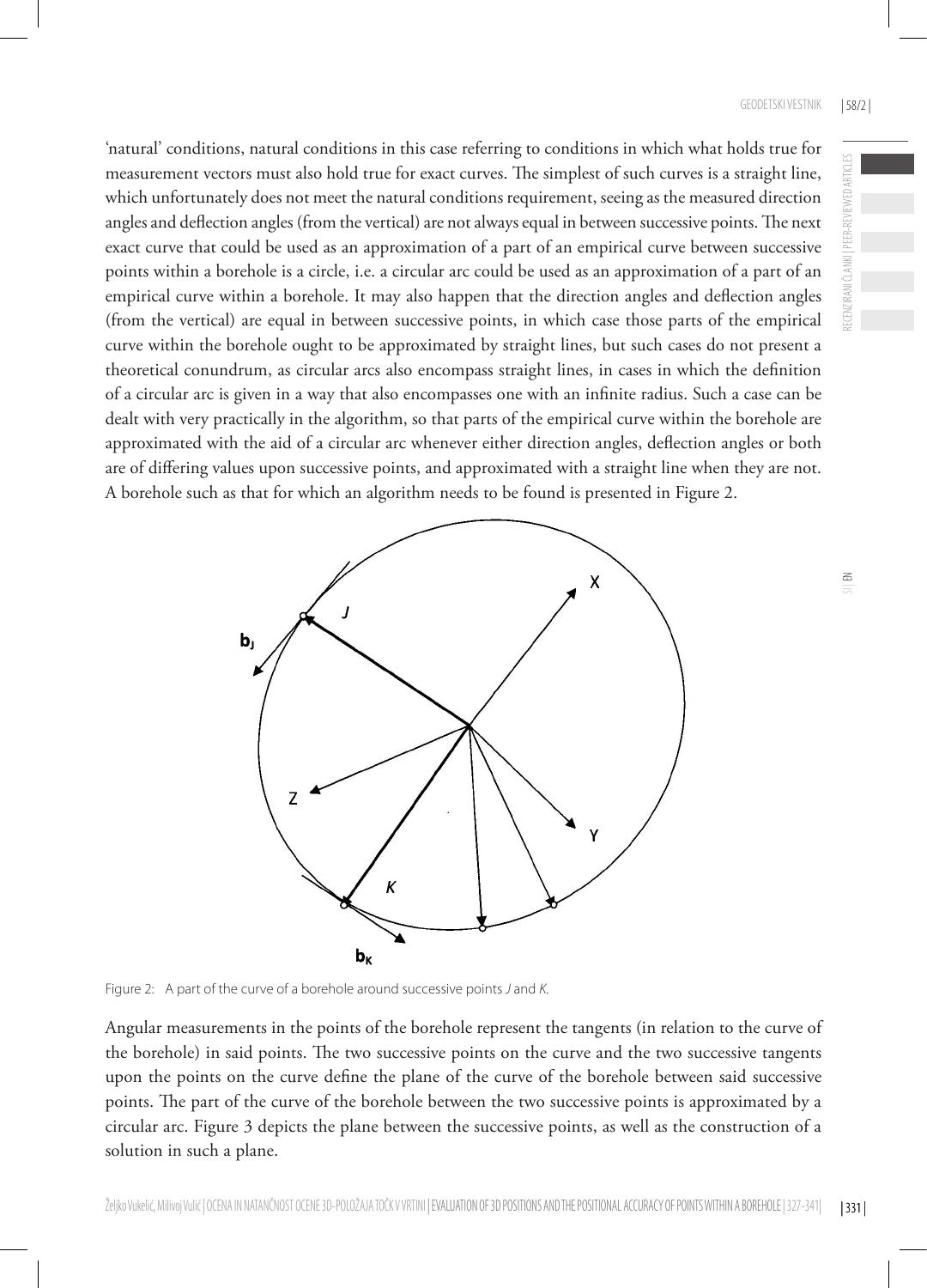'natural' conditions, natural conditions in this case referring to conditions in which what holds true for measurement vectors must also hold true for exact curves. The simplest of such curves is a straight line, which unfortunately does not meet the natural conditions requirement, seeing as the measured direction angles and deflection angles (from the vertical) are not always equal in between successive points. The next exact curve that could be used as an approximation of a part of an empirical curve between successive points within a borehole is a circle, i.e. a circular arc could be used as an approximation of a part of an empirical curve within a borehole. It may also happen that the direction angles and deflection angles (from the vertical) are equal in between successive points, in which case those parts of the empirical curve within the borehole ought to be approximated by straight lines, but such cases do not present a theoretical conundrum, as circular arcs also encompass straight lines, in cases in which the definition of a circular arc is given in a way that also encompasses one with an infinite radius. Such a case can be dealt with very practically in the algorithm, so that parts of the empirical curve within the borehole are approximated with the aid of a circular arc whenever either direction angles, deflection angles or both are of differing values upon successive points, and approximated with a straight line when they are not. A borehole such as that for which an algorithm needs to be found is presented in Figure 2.

Figure 2: A part of the curve of a borehole around successive points *J* and *K*.

Angular measurements in the points of the borehole represent the tangents (in relation to the curve of the borehole) in said points. The two successive points on the curve and the two successive tangents upon the points on the curve define the plane of the curve of the borehole between said successive points. The part of the curve of the borehole between the two successive points is approximated by a circular arc. Figure 3 depicts the plane between the successive points, as well as the construction of a solution in such a plane.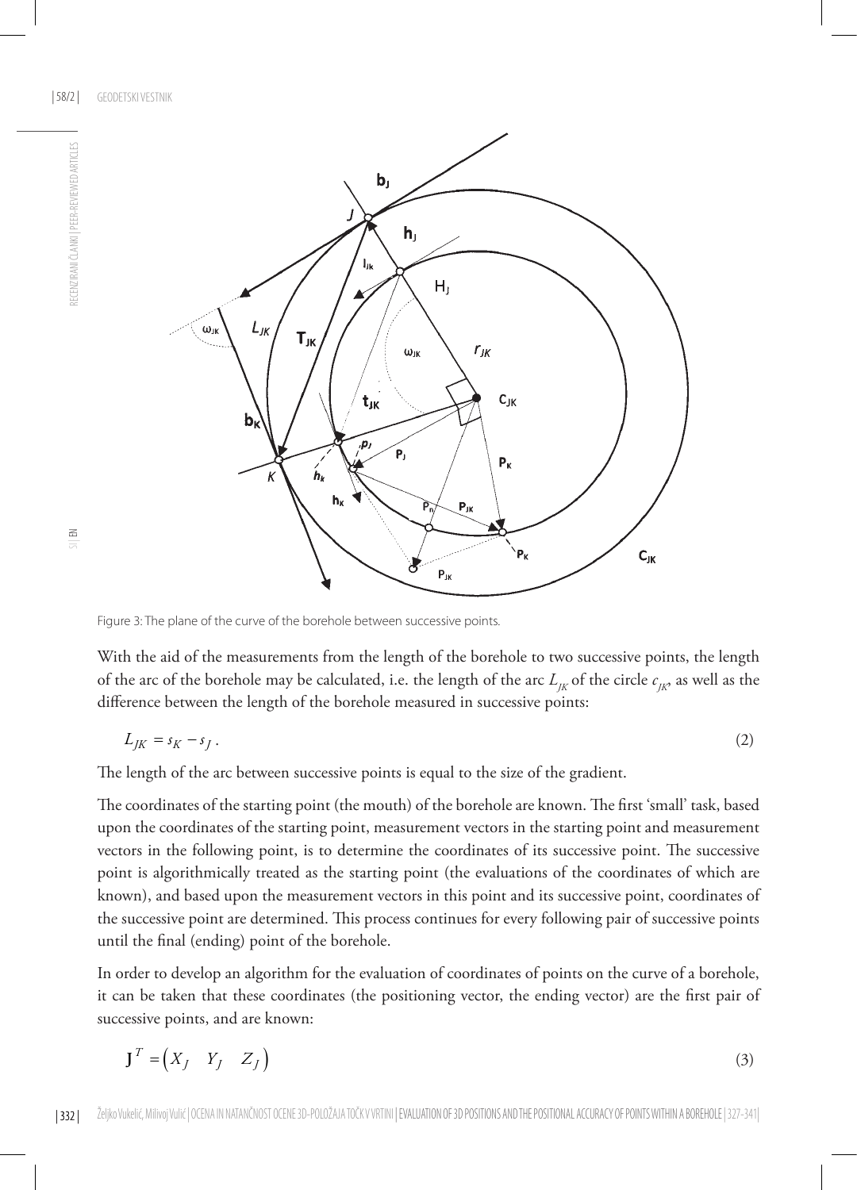Figure 3: The plane of the curve of the borehole between successive points.

With the aid of the measurements from the length of the borehole to two successive points, the length of the arc of the borehole may be calculated, i.e. the length of the arc $L_{JK}$ of the circle $c_{JK}$, as well as the difference between the length of the borehole measured in successive points:

$$L_{JK} = s_K - s_J \,. \tag{2}$$

The length of the arc between successive points is equal to the size of the gradient.

The coordinates of the starting point (the mouth) of the borehole are known. The first 'small' task, based upon the coordinates of the starting point, measurement vectors in the starting point and measurement vectors in the following point, is to determine the coordinates of its successive point. The successive point is algorithmically treated as the starting point (the evaluations of the coordinates of which are known), and based upon the measurement vectors in this point and its successive point, coordinates of the successive point are determined. This process continues for every following pair of successive points until the final (ending) point of the borehole.

In order to develop an algorithm for the evaluation of coordinates of points on the curve of a borehole, it can be taken that these coordinates (the positioning vector, the ending vector) are the first pair of successive points, and are known:

$$\mathbf{J}^T = \begin{pmatrix} X_J & Y_J & Z_J \end{pmatrix} \tag{3}$$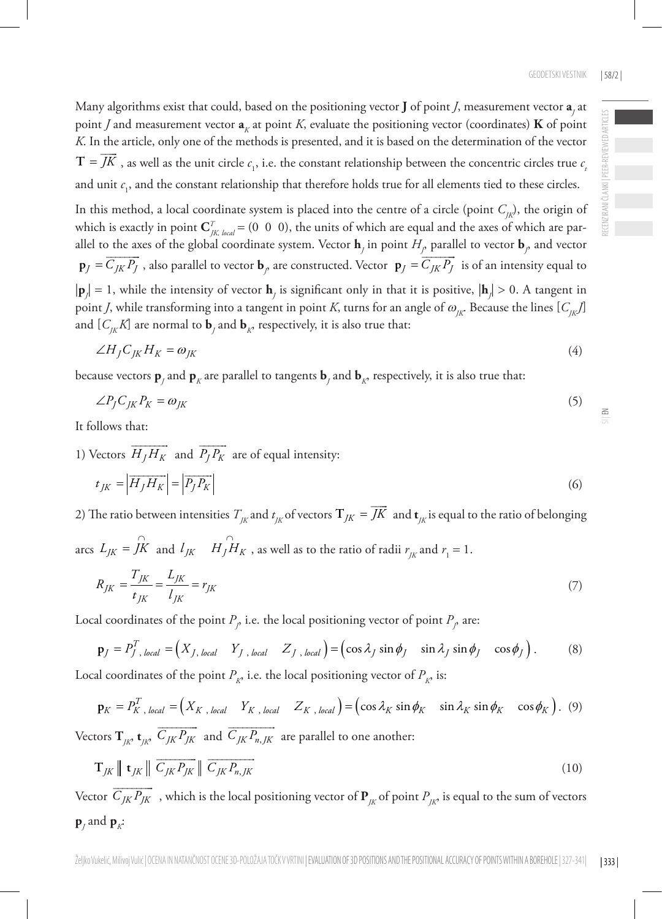Many algorithms exist that could, based on the positioning vector $\mathbf{J}$ of point $J$, measurement vector $\mathbf{a}_J$ at point $J$ and measurement vector $\mathbf{a}_K$ at point $K$, evaluate the positioning vector (coordinates) $\mathbf{K}$ of point $K$. In the article, only one of the methods is presented, and it is based on the determination of the vector $\mathbf{T} = \overrightarrow{JK}$ , as well as the unit circle $c_1$, i.e. the constant relationship between the concentric circles true $c_t$ and unit $c_1$, and the constant relationship that therefore holds true for all elements tied to these circles.

In this method, a local coordinate system is placed into the centre of a circle (point $C_{JK}$), the origin of which is exactly in point $\mathbf{C}^T_{JK,\,local} = (0\ \ 0\ \ 0)$, the units of which are equal and the axes of which are parallel to the axes of the global coordinate system. Vector $\mathbf{h}_J$ in point $H_J$, parallel to vector $\mathbf{b}_J$, and vector $\mathbf{p}_J = \overrightarrow{C_{JK}P_J}$ , also parallel to vector $\mathbf{b}_J$, are constructed. Vector $\mathbf{p}_J = \overrightarrow{C_{JK}P_J}$ is of an intensity equal to $|\mathbf{p}_J| = 1$, while the intensity of vector $\mathbf{h}_J$ is significant only in that it is positive, $|\mathbf{h}_J| > 0$. A tangent in point $J$, while transforming into a tangent in point $K$, turns for an angle of $\omega_{JK}$. Because the lines $[C_{JK}J]$ and $[C_{JK}K]$ are normal to $\mathbf{b}_J$ and $\mathbf{b}_K$, respectively, it is also true that:

$$\angle H_J C_{JK} H_K = \omega_{JK} \tag{4}$$

because vectors $\mathbf{p}_J$ and $\mathbf{p}_K$ are parallel to tangents $\mathbf{b}_J$ and $\mathbf{b}_K$, respectively, it is also true that:

$$\angle P_J C_{JK} P_K = \omega_{JK} \tag{5}$$

It follows that:

1) Vectors $\overrightarrow{H_J H_K}$ and $\overrightarrow{P_J P_K}$ are of equal intensity:

$$t_{JK} = \left|\overrightarrow{H_J H_K}\right| = \left|\overrightarrow{P_J P_K}\right| \tag{6}$$

2) The ratio between intensities $T_{JK}$ and $t_{JK}$ of vectors $\mathbf{T}_{JK} = \overrightarrow{JK}$ and $\mathbf{t}_{JK}$ is equal to the ratio of belonging arcs $L_{JK} = \overset{\frown}{JK}$ and $l_{JK}$ $\overset{\frown}{H_J H_K}$ , as well as to the ratio of radii $r_{JK}$ and $r_1 = 1$.

$$R_{JK} = \frac{T_{JK}}{t_{JK}} = \frac{L_{JK}}{l_{JK}} = r_{JK} \tag{7}$$

Local coordinates of the point $P_J$, i.e. the local positioning vector of point $P_J$, are:

$$\mathbf{p}_J = P^T_{J\,,\,local} = \left(X_{J,\,local} \quad Y_{J\,,\,local} \quad Z_{J\,,\,local}\right) = \left(\cos\lambda_J \sin\phi_J \quad \sin\lambda_J \sin\phi_J \quad \cos\phi_J\right). \tag{8}$$

Local coordinates of the point $P_K$, i.e. the local positioning vector of $P_K$, is:

$$\mathbf{p}_K = P^T_{K\,,\,local} = \left(X_{K\,,\,local} \quad Y_{K\,,\,local} \quad Z_{K\,,\,local}\right) = \left(\cos\lambda_K \sin\phi_K \quad \sin\lambda_K \sin\phi_K \quad \cos\phi_K\right). \tag{9}$$

Vectors $\mathbf{T}_{JK}$, $\mathbf{t}_{JK}$, $\overrightarrow{C_{JK}P_{JK}}$ and $\overrightarrow{C_{JK}P_{n,JK}}$ are parallel to one another:

$$\mathbf{T}_{JK} \parallel \mathbf{t}_{JK} \parallel \overrightarrow{C_{JK}P_{JK}} \parallel \overrightarrow{C_{JK}P_{n,JK}} \tag{10}$$

Vector $\overrightarrow{C_{JK}P_{JK}}$ , which is the local positioning vector of $\mathbf{P}_{JK}$ of point $P_{JK}$, is equal to the sum of vectors $\mathbf{p}_J$ and $\mathbf{p}_K$: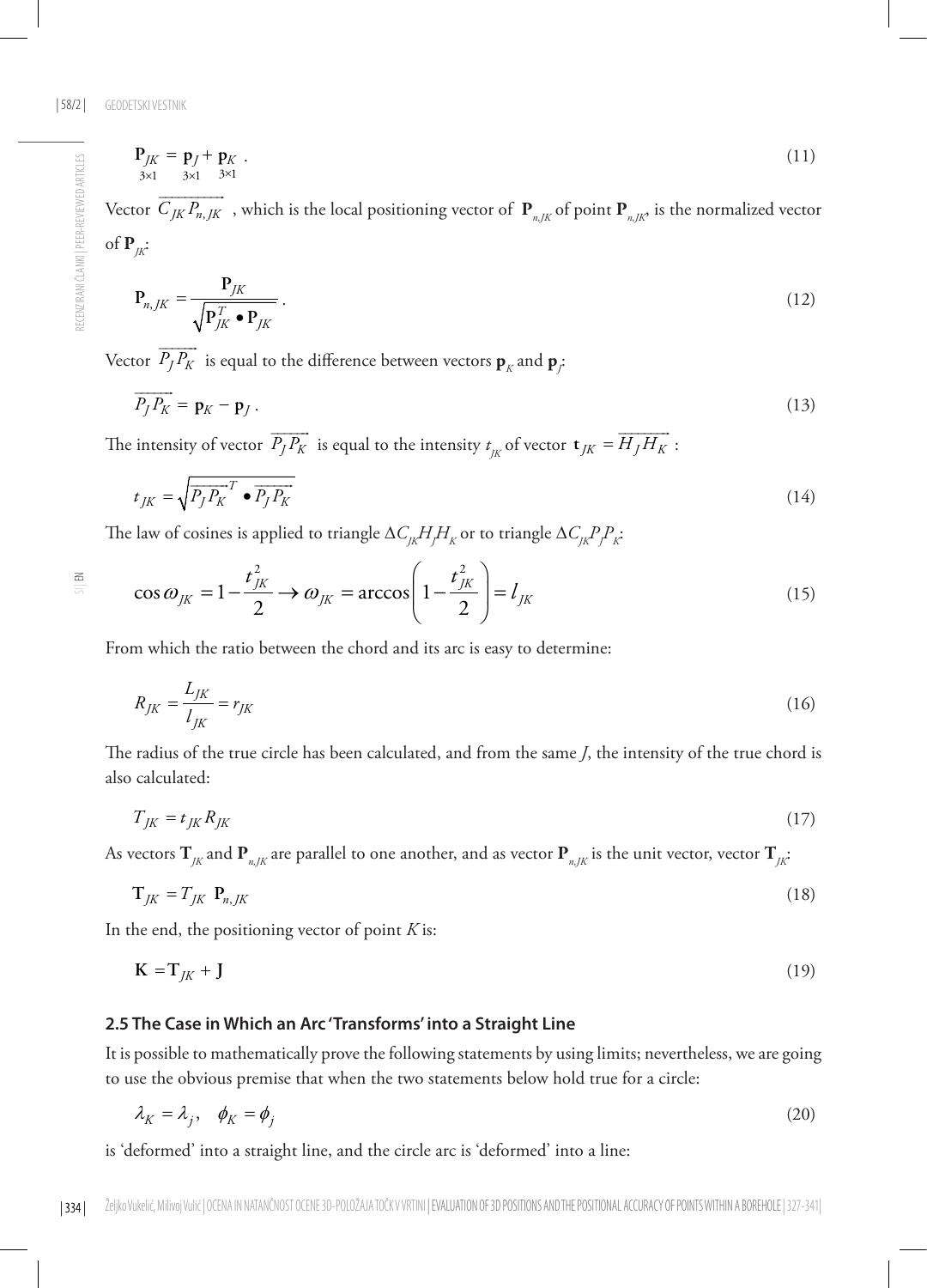$$\underset{3\times1}{\mathbf{P}_{JK}} = \underset{3\times1}{\mathbf{p}_J} + \underset{3\times1}{\mathbf{p}_K} \,. \tag{11}$$

Vector $\overrightarrow{C_{JK}P_{n,JK}}$, which is the local positioning vector of $\mathbf{P}_{n,JK}$ of point $\mathbf{P}_{n,JK}$, is the normalized vector of $\mathbf{P}_{JK}$:

$$\mathbf{P}_{n,JK} = \frac{\mathbf{P}_{JK}}{\sqrt{\mathbf{P}_{JK}^T \bullet \mathbf{P}_{JK}}} \,. \tag{12}$$

Vector $\overrightarrow{P_J P_K}$ is equal to the difference between vectors $\mathbf{p}_K$ and $\mathbf{p}_J$:

$$\overrightarrow{P_J P_K} = \mathbf{p}_K - \mathbf{p}_J \,. \tag{13}$$

The intensity of vector $\overrightarrow{P_J P_K}$ is equal to the intensity $t_{JK}$ of vector $\mathbf{t}_{JK} = \overrightarrow{H_J H_K}$:

$$t_{JK} = \sqrt{\overrightarrow{P_J P_K}^T \bullet \overrightarrow{P_J P_K}} \tag{14}$$

The law of cosines is applied to triangle $\Delta C_{JK} H_J H_K$ or to triangle $\Delta C_{JK} P_J P_K$:

$$\cos\omega_{JK} = 1 - \frac{t_{JK}^2}{2} \rightarrow \omega_{JK} = \arccos\left(1 - \frac{t_{JK}^2}{2}\right) = l_{JK} \tag{15}$$

From which the ratio between the chord and its arc is easy to determine:

$$R_{JK} = \frac{L_{JK}}{l_{JK}} = r_{JK} \tag{16}$$

The radius of the true circle has been calculated, and from the same $J$, the intensity of the true chord is also calculated:

$$T_{JK} = t_{JK} R_{JK} \tag{17}$$

As vectors $\mathbf{T}_{JK}$ and $\mathbf{P}_{n,JK}$ are parallel to one another, and as vector $\mathbf{P}_{n,JK}$ is the unit vector, vector $\mathbf{T}_{JK}$:

$$\mathbf{T}_{JK} = T_{JK} \; \mathbf{P}_{n,JK} \tag{18}$$

In the end, the positioning vector of point $K$ is:

$$\mathbf{K} = \mathbf{T}_{JK} + \mathbf{J} \tag{19}$$

### 2.5 The Case in Which an Arc 'Transforms' into a Straight Line

It is possible to mathematically prove the following statements by using limits; nevertheless, we are going to use the obvious premise that when the two statements below hold true for a circle:

$$\lambda_K = \lambda_j, \quad \phi_K = \phi_j \tag{20}$$

is 'deformed' into a straight line, and the circle arc is 'deformed' into a line: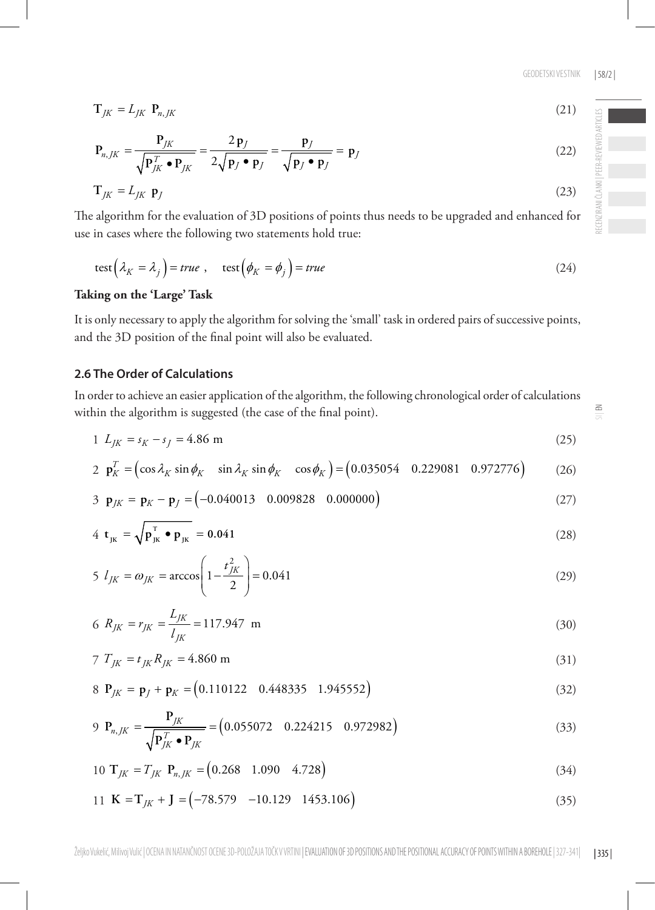$$\mathbf{T}_{JK} = L_{JK} \ \mathbf{P}_{n,JK} \tag{21}$$

$$\mathbf{P}_{n,JK} = \frac{\mathbf{P}_{JK}}{\sqrt{\mathbf{P}_{JK}^T \bullet \mathbf{P}_{JK}}} = \frac{2\,\mathbf{p}_J}{2\sqrt{\mathbf{p}_J \bullet \mathbf{p}_J}} = \frac{\mathbf{p}_J}{\sqrt{\mathbf{p}_J \bullet \mathbf{p}_J}} = \mathbf{p}_J \tag{22}$$

$$\mathbf{T}_{JK} = L_{JK} \ \mathbf{p}_J \tag{23}$$

The algorithm for the evaluation of 3D positions of points thus needs to be upgraded and enhanced for use in cases where the following two statements hold true:

$$\text{test}\left(\lambda_K = \lambda_j\right) = \mathit{true}\ , \quad \text{test}\left(\phi_K = \phi_j\right) = \mathit{true} \tag{24}$$

**Taking on the 'Large' Task**

It is only necessary to apply the algorithm for solving the 'small' task in ordered pairs of successive points, and the 3D position of the final point will also be evaluated.

### 2.6 The Order of Calculations

In order to achieve an easier application of the algorithm, the following chronological order of calculations within the algorithm is suggested (the case of the final point).

$$1 \ \ L_{JK} = s_K - s_J = 4.86 \text{ m} \tag{25}$$

$$2 \ \ \mathbf{p}_K^T = \begin{pmatrix}\cos\lambda_K \sin\phi_K & \sin\lambda_K \sin\phi_K & \cos\phi_K\end{pmatrix} = \begin{pmatrix}0.035054 & 0.229081 & 0.972776\end{pmatrix} \tag{26}$$

$$3 \ \ \mathbf{p}_{JK} = \mathbf{p}_K - \mathbf{p}_J = \begin{pmatrix}-0.040013 & 0.009828 & 0.000000\end{pmatrix} \tag{27}$$

$$4 \ \ \mathbf{t}_{JK} = \sqrt{\mathbf{p}_{JK}^T \bullet \mathbf{p}_{JK}} = \mathbf{0.041} \tag{28}$$

$$5 \ \ l_{JK} = \omega_{JK} = \arccos\left(1 - \frac{t_{JK}^2}{2}\right) = 0.041 \tag{29}$$

$$6 \ \ R_{JK} = r_{JK} = \frac{L_{JK}}{l_{JK}} = 117.947 \ \text{ m} \tag{30}$$

$$7 \ \ T_{JK} = t_{JK} R_{JK} = 4.860 \text{ m} \tag{31}$$

$$8 \ \ \mathbf{P}_{JK} = \mathbf{p}_J + \mathbf{p}_K = \begin{pmatrix}0.110122 & 0.448335 & 1.945552\end{pmatrix} \tag{32}$$

$$9 \ \ \mathbf{P}_{n,JK} = \frac{\mathbf{P}_{JK}}{\sqrt{\mathbf{P}_{JK}^T \bullet \mathbf{P}_{JK}}} = \begin{pmatrix}0.055072 & 0.224215 & 0.972982\end{pmatrix} \tag{33}$$

$$10 \ \ \mathbf{T}_{JK} = T_{JK} \ \mathbf{P}_{n,JK} = \begin{pmatrix}0.268 & 1.090 & 4.728\end{pmatrix} \tag{34}$$

$$11 \ \ \mathbf{K} = \mathbf{T}_{JK} + \mathbf{J} = \begin{pmatrix}-78.579 & -10.129 & 1453.106\end{pmatrix} \tag{35}$$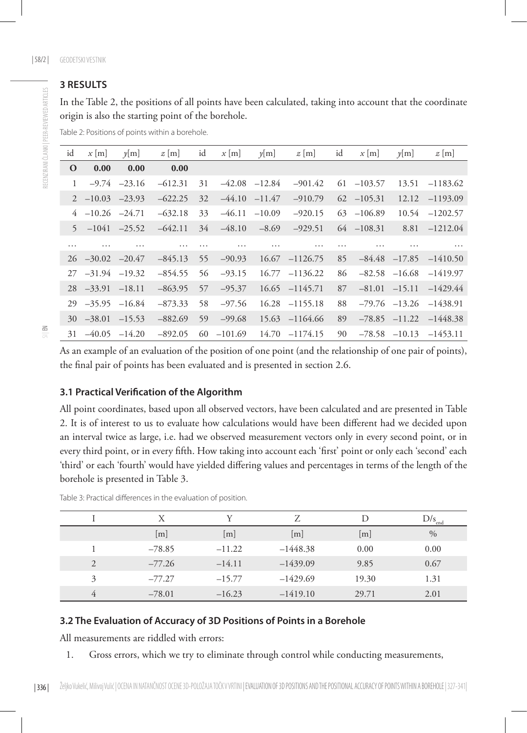## 3 RESULTS

In the Table 2, the positions of all points have been calculated, taking into account that the coordinate origin is also the starting point of the borehole.

Table 2: Positions of points within a borehole.

| id | $x$ [m] | $y$[m] | $z$ [m] | id | $x$ [m] | $y$[m] | $z$ [m] | id | $x$ [m] | $y$[m] | $z$ [m] |
|---|---|---|---|---|---|---|---|---|---|---|---|
| **O** | **0.00** | **0.00** | **0.00** | | | | | | | | |
| 1 | –9.74 | –23.16 | –612.31 | 31 | –42.08 | –12.84 | –901.42 | 61 | –103.57 | 13.51 | –1183.62 |
| 2 | –10.03 | –23.93 | –622.25 | 32 | –44.10 | –11.47 | –910.79 | 62 | –105.31 | 12.12 | –1193.09 |
| 4 | –10.26 | –24.71 | –632.18 | 33 | –46.11 | –10.09 | –920.15 | 63 | –106.89 | 10.54 | –1202.57 |
| 5 | –1041 | –25.52 | –642.11 | 34 | –48.10 | –8.69 | –929.51 | 64 | –108.31 | 8.81 | –1212.04 |
| … | … | … | … | … | … | … | … | … | … | … | … |
| 26 | –30.02 | –20.47 | –845.13 | 55 | –90.93 | 16.67 | –1126.75 | 85 | –84.48 | –17.85 | –1410.50 |
| 27 | –31.94 | –19.32 | –854.55 | 56 | –93.15 | 16.77 | –1136.22 | 86 | –82.58 | –16.68 | –1419.97 |
| 28 | –33.91 | –18.11 | –863.95 | 57 | –95.37 | 16.65 | –1145.71 | 87 | –81.01 | –15.11 | –1429.44 |
| 29 | –35.95 | –16.84 | –873.33 | 58 | –97.56 | 16.28 | –1155.18 | 88 | –79.76 | –13.26 | –1438.91 |
| 30 | –38.01 | –15.53 | –882.69 | 59 | –99.68 | 15.63 | –1164.66 | 89 | –78.85 | –11.22 | –1448.38 |
| 31 | –40.05 | –14.20 | –892.05 | 60 | –101.69 | 14.70 | –1174.15 | 90 | –78.58 | –10.13 | –1453.11 |

As an example of an evaluation of the position of one point (and the relationship of one pair of points), the final pair of points has been evaluated and is presented in section 2.6.

### 3.1 Practical Verification of the Algorithm

All point coordinates, based upon all observed vectors, have been calculated and are presented in Table 2. It is of interest to us to evaluate how calculations would have been different had we decided upon an interval twice as large, i.e. had we observed measurement vectors only in every second point, or in every third point, or in every fifth. How taking into account each 'first' point or only each 'second' each 'third' or each 'fourth' would have yielded differing values and percentages in terms of the length of the borehole is presented in Table 3.

Table 3: Practical differences in the evaluation of position.

| I | X | Y | Z | D | $D/s_{end}$ |
|---|---|---|---|---|---|
| | [m] | [m] | [m] | [m] | % |
| 1 | –78.85 | –11.22 | –1448.38 | 0.00 | 0.00 |
| 2 | –77.26 | –14.11 | –1439.09 | 9.85 | 0.67 |
| 3 | –77.27 | –15.77 | –1429.69 | 19.30 | 1.31 |
| 4 | –78.01 | –16.23 | –1419.10 | 29.71 | 2.01 |

### 3.2 The Evaluation of Accuracy of 3D Positions of Points in a Borehole

All measurements are riddled with errors:

1. Gross errors, which we try to eliminate through control while conducting measurements,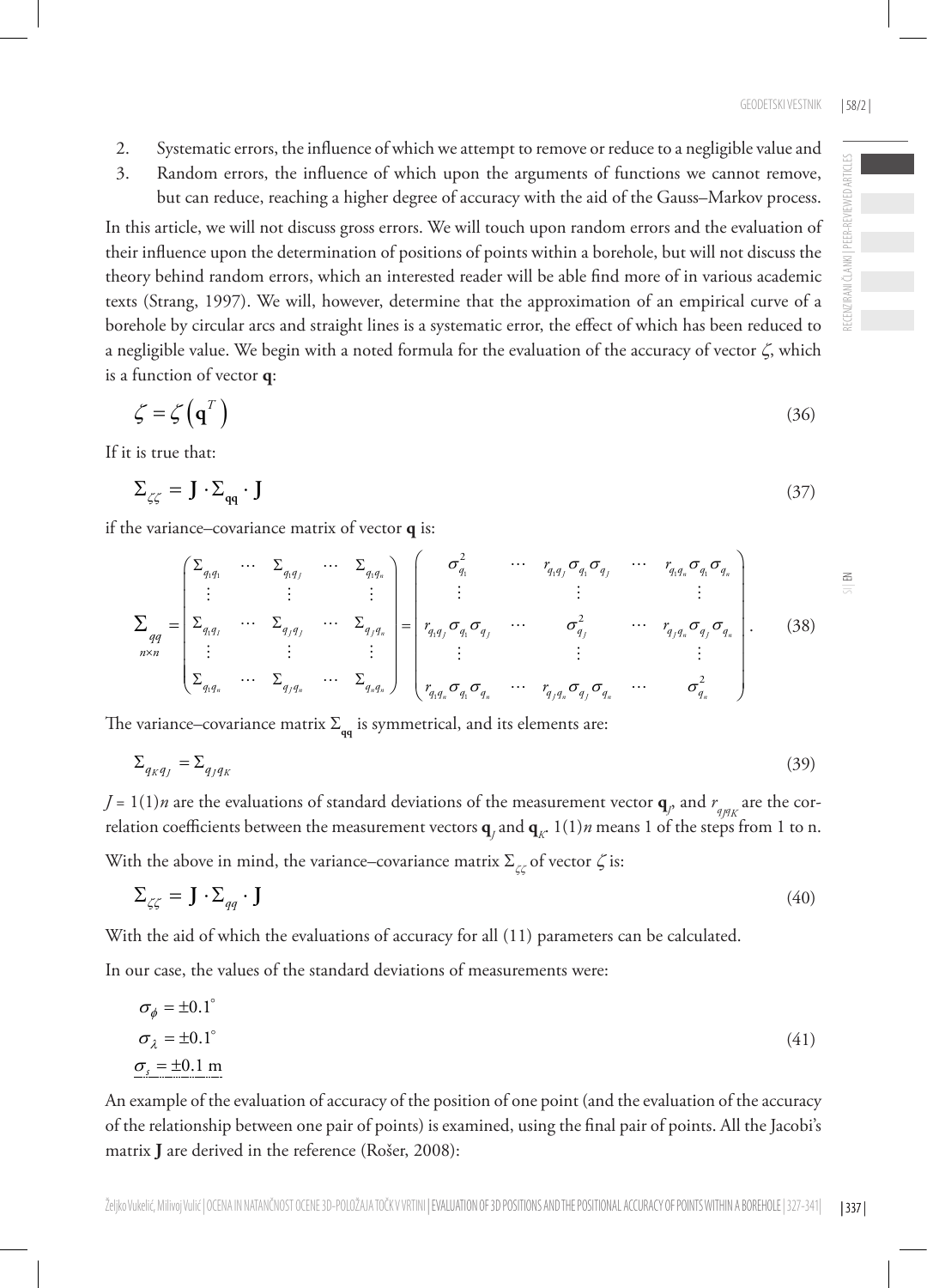2. Systematic errors, the influence of which we attempt to remove or reduce to a negligible value and
3. Random errors, the influence of which upon the arguments of functions we cannot remove, but can reduce, reaching a higher degree of accuracy with the aid of the Gauss–Markov process.

In this article, we will not discuss gross errors. We will touch upon random errors and the evaluation of their influence upon the determination of positions of points within a borehole, but will not discuss the theory behind random errors, which an interested reader will be able find more of in various academic texts (Strang, 1997). We will, however, determine that the approximation of an empirical curve of a borehole by circular arcs and straight lines is a systematic error, the effect of which has been reduced to a negligible value. We begin with a noted formula for the evaluation of the accuracy of vector $\zeta$, which is a function of vector $\mathbf{q}$:

$$\zeta = \zeta\left(\mathbf{q}^{T}\right) \tag{36}$$

If it is true that:

$$\Sigma_{\zeta\zeta} = \mathbf{J} \cdot \Sigma_{\mathbf{qq}} \cdot \mathbf{J} \tag{37}$$

if the variance–covariance matrix of vector $\mathbf{q}$ is:

$$\underset{n\times n}{\Sigma_{qq}} = \begin{pmatrix} \Sigma_{q_1q_1} & \cdots & \Sigma_{q_1q_J} & \cdots & \Sigma_{q_1q_n} \\ \vdots & & \vdots & & \vdots \\ \Sigma_{q_1q_J} & \cdots & \Sigma_{q_Jq_J} & \cdots & \Sigma_{q_Jq_n} \\ \vdots & & \vdots & & \vdots \\ \Sigma_{q_1q_n} & \cdots & \Sigma_{q_Jq_n} & \cdots & \Sigma_{q_nq_n} \end{pmatrix} = \begin{pmatrix} \sigma_{q_1}^2 & \cdots & r_{q_1q_J}\sigma_{q_1}\sigma_{q_J} & \cdots & r_{q_1q_n}\sigma_{q_1}\sigma_{q_n} \\ \vdots & & \vdots & & \vdots \\ r_{q_1q_J}\sigma_{q_1}\sigma_{q_J} & \cdots & \sigma_{q_J}^2 & \cdots & r_{q_Jq_n}\sigma_{q_J}\sigma_{q_n} \\ \vdots & & \vdots & & \vdots \\ r_{q_1q_n}\sigma_{q_1}\sigma_{q_n} & \cdots & r_{q_Jq_n}\sigma_{q_J}\sigma_{q_n} & \cdots & \sigma_{q_n}^2 \end{pmatrix}. \tag{38}$$

The variance–covariance matrix $\Sigma_{\mathbf{qq}}$ is symmetrical, and its elements are:

$$\Sigma_{q_Kq_J} = \Sigma_{q_Jq_K} \tag{39}$$

$J = 1(1)n$ are the evaluations of standard deviations of the measurement vector $\mathbf{q}_J$, and $r_{q_Jq_K}$ are the correlation coefficients between the measurement vectors $\mathbf{q}_J$ and $\mathbf{q}_K$. $1(1)n$ means 1 of the steps from 1 to n.

With the above in mind, the variance–covariance matrix $\Sigma_{\zeta\zeta}$ of vector $\zeta$ is:

$$\Sigma_{\zeta\zeta} = \mathbf{J} \cdot \Sigma_{qq} \cdot \mathbf{J} \tag{40}$$

With the aid of which the evaluations of accuracy for all (11) parameters can be calculated.

In our case, the values of the standard deviations of measurements were:

$$\begin{aligned} \sigma_{\phi} &= \pm 0.1^{\circ} \\ \sigma_{\lambda} &= \pm 0.1^{\circ} \\ \sigma_{s} &= \pm 0.1 \text{ m} \end{aligned} \tag{41}$$

An example of the evaluation of accuracy of the position of one point (and the evaluation of the accuracy of the relationship between one pair of points) is examined, using the final pair of points. All the Jacobi's matrix $\mathbf{J}$ are derived in the reference (Rošer, 2008):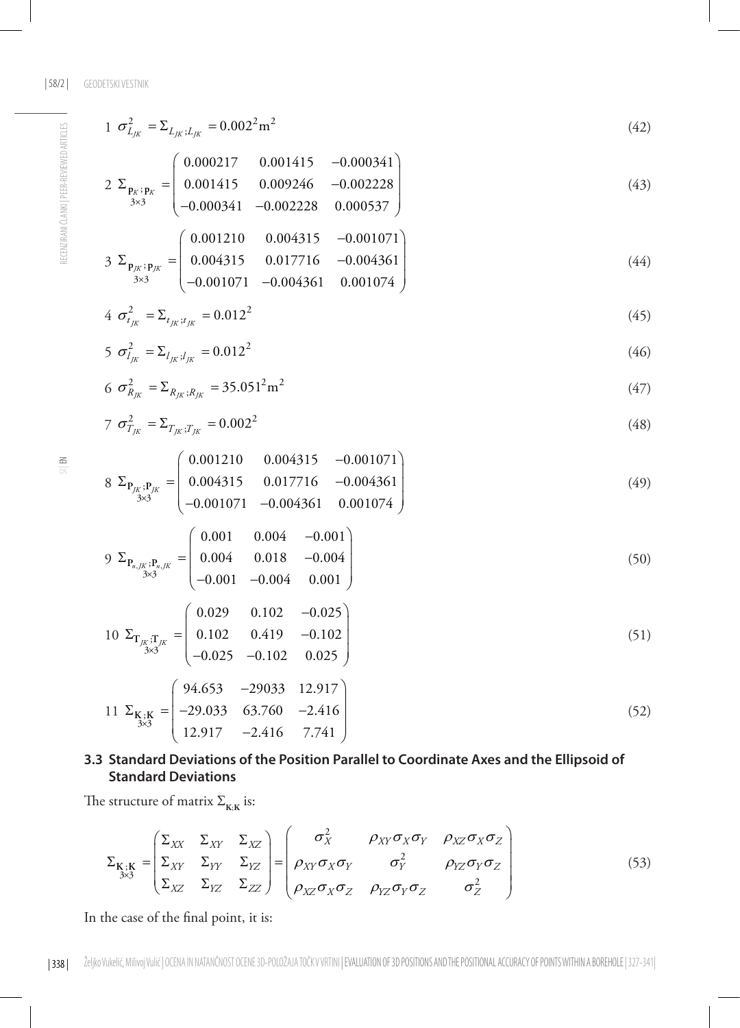$$1 \ \sigma^2_{L_{JK}} = \Sigma_{L_{JK};L_{JK}} = 0.002^2 \text{m}^2 \tag{42}$$

$$2 \ \underset{3\times3}{\Sigma_{\mathbf{P}_K;\mathbf{P}_K}} = \begin{pmatrix} 0.000217 & 0.001415 & -0.000341 \\ 0.001415 & 0.009246 & -0.002228 \\ -0.000341 & -0.002228 & 0.000537 \end{pmatrix} \tag{43}$$

$$3 \ \underset{3\times3}{\Sigma_{\mathbf{P}_{JK};\mathbf{P}_{JK}}} = \begin{pmatrix} 0.001210 & 0.004315 & -0.001071 \\ 0.004315 & 0.017716 & -0.004361 \\ -0.001071 & -0.004361 & 0.001074 \end{pmatrix} \tag{44}$$

$$4 \ \sigma^2_{t_{JK}} = \Sigma_{t_{JK};t_{JK}} = 0.012^2 \tag{45}$$

$$5 \ \sigma^2_{l_{JK}} = \Sigma_{l_{JK};l_{JK}} = 0.012^2 \tag{46}$$

$$6 \ \sigma^2_{R_{JK}} = \Sigma_{R_{JK};R_{JK}} = 35.051^2 \text{m}^2 \tag{47}$$

$$7 \ \sigma^2_{T_{JK}} = \Sigma_{T_{JK};T_{JK}} = 0.002^2 \tag{48}$$

$$8 \ \underset{3\times3}{\Sigma_{\mathbf{P}_{JK};\mathbf{P}_{JK}}} = \begin{pmatrix} 0.001210 & 0.004315 & -0.001071 \\ 0.004315 & 0.017716 & -0.004361 \\ -0.001071 & -0.004361 & 0.001074 \end{pmatrix} \tag{49}$$

$$9 \ \underset{3\times3}{\Sigma_{\mathbf{P}_{n,JK};\mathbf{P}_{n,JK}}} = \begin{pmatrix} 0.001 & 0.004 & -0.001 \\ 0.004 & 0.018 & -0.004 \\ -0.001 & -0.004 & 0.001 \end{pmatrix} \tag{50}$$

$$10 \ \underset{3\times3}{\Sigma_{\mathbf{T}_{JK};\mathbf{T}_{JK}}} = \begin{pmatrix} 0.029 & 0.102 & -0.025 \\ 0.102 & 0.419 & -0.102 \\ -0.025 & -0.102 & 0.025 \end{pmatrix} \tag{51}$$

$$11 \ \underset{3\times3}{\Sigma_{\mathbf{K};\mathbf{K}}} = \begin{pmatrix} 94.653 & -29033 & 12.917 \\ -29.033 & 63.760 & -2.416 \\ 12.917 & -2.416 & 7.741 \end{pmatrix} \tag{52}$$

### 3.3 Standard Deviations of the Position Parallel to Coordinate Axes and the Ellipsoid of Standard Deviations

The structure of matrix $\Sigma_{\mathbf{K};\mathbf{K}}$ is:

$$\underset{3\times3}{\Sigma_{\mathbf{K};\mathbf{K}}} = \begin{pmatrix} \Sigma_{XX} & \Sigma_{XY} & \Sigma_{XZ} \\ \Sigma_{XY} & \Sigma_{YY} & \Sigma_{YZ} \\ \Sigma_{XZ} & \Sigma_{YZ} & \Sigma_{ZZ} \end{pmatrix} = \begin{pmatrix} \sigma_X^2 & \rho_{XY}\sigma_X\sigma_Y & \rho_{XZ}\sigma_X\sigma_Z \\ \rho_{XY}\sigma_X\sigma_Y & \sigma_Y^2 & \rho_{YZ}\sigma_Y\sigma_Z \\ \rho_{XZ}\sigma_X\sigma_Z & \rho_{YZ}\sigma_Y\sigma_Z & \sigma_Z^2 \end{pmatrix} \tag{53}$$

In the case of the final point, it is: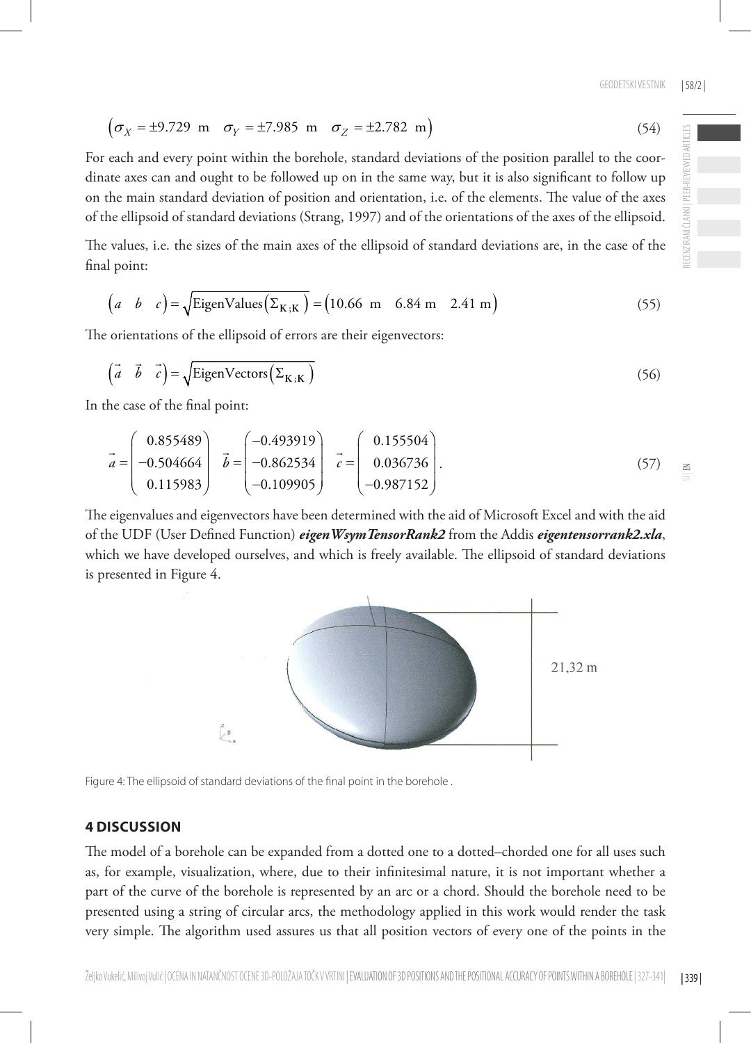$$\left(\sigma_X = \pm 9.729 \text{ m} \quad \sigma_Y = \pm 7.985 \text{ m} \quad \sigma_Z = \pm 2.782 \text{ m}\right) \tag{54}$$

For each and every point within the borehole, standard deviations of the position parallel to the coordinate axes can and ought to be followed up on in the same way, but it is also significant to follow up on the main standard deviation of position and orientation, i.e. of the elements. The value of the axes of the ellipsoid of standard deviations (Strang, 1997) and of the orientations of the axes of the ellipsoid.

The values, i.e. the sizes of the main axes of the ellipsoid of standard deviations are, in the case of the final point:

$$\left(a \quad b \quad c\right) = \sqrt{\text{EigenValues}\left(\Sigma_{\mathbf{K};\mathbf{K}}\right)} = \left(10.66 \text{ m} \quad 6.84 \text{ m} \quad 2.41 \text{ m}\right) \tag{55}$$

The orientations of the ellipsoid of errors are their eigenvectors:

$$\left(\vec{a} \quad \vec{b} \quad \vec{c}\right) = \sqrt{\text{EigenVectors}\left(\Sigma_{\mathbf{K};\mathbf{K}}\right)} \tag{56}$$

In the case of the final point:

$$\vec{a} = \begin{pmatrix} 0.855489 \\ -0.504664 \\ 0.115983 \end{pmatrix} \quad \vec{b} = \begin{pmatrix} -0.493919 \\ -0.862534 \\ -0.109905 \end{pmatrix} \quad \vec{c} = \begin{pmatrix} 0.155504 \\ 0.036736 \\ -0.987152 \end{pmatrix}. \tag{57}$$

The eigenvalues and eigenvectors have been determined with the aid of Microsoft Excel and with the aid of the UDF (User Defined Function) ***eigenWsymTensorRank2*** from the Addis ***eigentensorrank2.xla***, which we have developed ourselves, and which is freely available. The ellipsoid of standard deviations is presented in Figure 4.

Figure 4: The ellipsoid of standard deviations of the final point in the borehole .

## 4 DISCUSSION

The model of a borehole can be expanded from a dotted one to a dotted–chorded one for all uses such as, for example, visualization, where, due to their infinitesimal nature, it is not important whether a part of the curve of the borehole is represented by an arc or a chord. Should the borehole need to be presented using a string of circular arcs, the methodology applied in this work would render the task very simple. The algorithm used assures us that all position vectors of every one of the points in the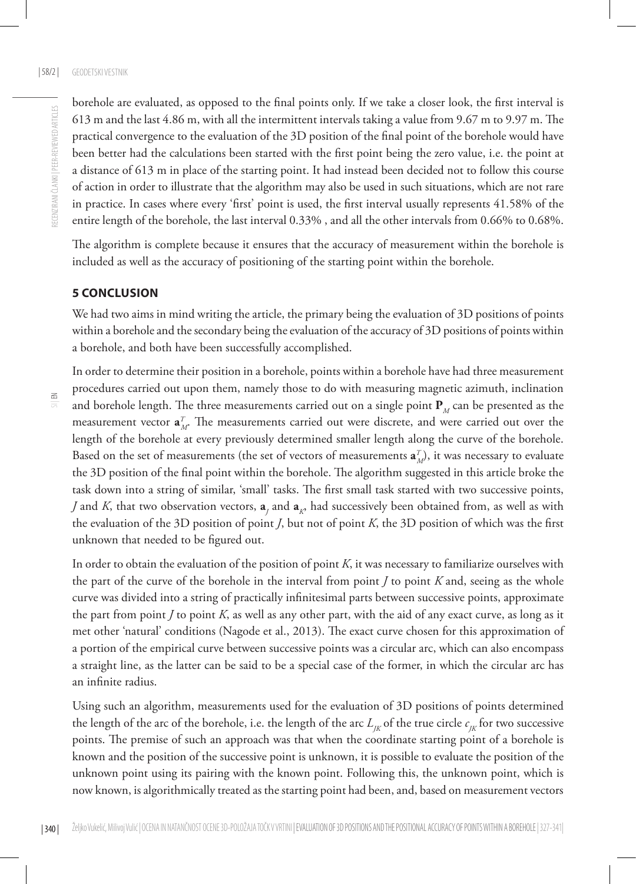borehole are evaluated, as opposed to the final points only. If we take a closer look, the first interval is 613 m and the last 4.86 m, with all the intermittent intervals taking a value from 9.67 m to 9.97 m. The practical convergence to the evaluation of the 3D position of the final point of the borehole would have been better had the calculations been started with the first point being the zero value, i.e. the point at a distance of 613 m in place of the starting point. It had instead been decided not to follow this course of action in order to illustrate that the algorithm may also be used in such situations, which are not rare in practice. In cases where every 'first' point is used, the first interval usually represents 41.58% of the entire length of the borehole, the last interval 0.33% , and all the other intervals from 0.66% to 0.68%.

The algorithm is complete because it ensures that the accuracy of measurement within the borehole is included as well as the accuracy of positioning of the starting point within the borehole.

## 5 CONCLUSION

We had two aims in mind writing the article, the primary being the evaluation of 3D positions of points within a borehole and the secondary being the evaluation of the accuracy of 3D positions of points within a borehole, and both have been successfully accomplished.

In order to determine their position in a borehole, points within a borehole have had three measurement procedures carried out upon them, namely those to do with measuring magnetic azimuth, inclination and borehole length. The three measurements carried out on a single point $\mathbf{P}_M$ can be presented as the measurement vector $\mathbf{a}_M^T$. The measurements carried out were discrete, and were carried out over the length of the borehole at every previously determined smaller length along the curve of the borehole. Based on the set of measurements (the set of vectors of measurements $\mathbf{a}_M^T$), it was necessary to evaluate the 3D position of the final point within the borehole. The algorithm suggested in this article broke the task down into a string of similar, 'small' tasks. The first small task started with two successive points, $J$ and $K$, that two observation vectors, $\mathbf{a}_J$ and $\mathbf{a}_K$, had successively been obtained from, as well as with the evaluation of the 3D position of point $J$, but not of point $K$, the 3D position of which was the first unknown that needed to be figured out.

In order to obtain the evaluation of the position of point $K$, it was necessary to familiarize ourselves with the part of the curve of the borehole in the interval from point $J$ to point $K$ and, seeing as the whole curve was divided into a string of practically infinitesimal parts between successive points, approximate the part from point $J$ to point $K$, as well as any other part, with the aid of any exact curve, as long as it met other 'natural' conditions (Nagode et al., 2013). The exact curve chosen for this approximation of a portion of the empirical curve between successive points was a circular arc, which can also encompass a straight line, as the latter can be said to be a special case of the former, in which the circular arc has an infinite radius.

Using such an algorithm, measurements used for the evaluation of 3D positions of points determined the length of the arc of the borehole, i.e. the length of the arc $L_{JK}$ of the true circle $c_{JK}$ for two successive points. The premise of such an approach was that when the coordinate starting point of a borehole is known and the position of the successive point is unknown, it is possible to evaluate the position of the unknown point using its pairing with the known point. Following this, the unknown point, which is now known, is algorithmically treated as the starting point had been, and, based on measurement vectors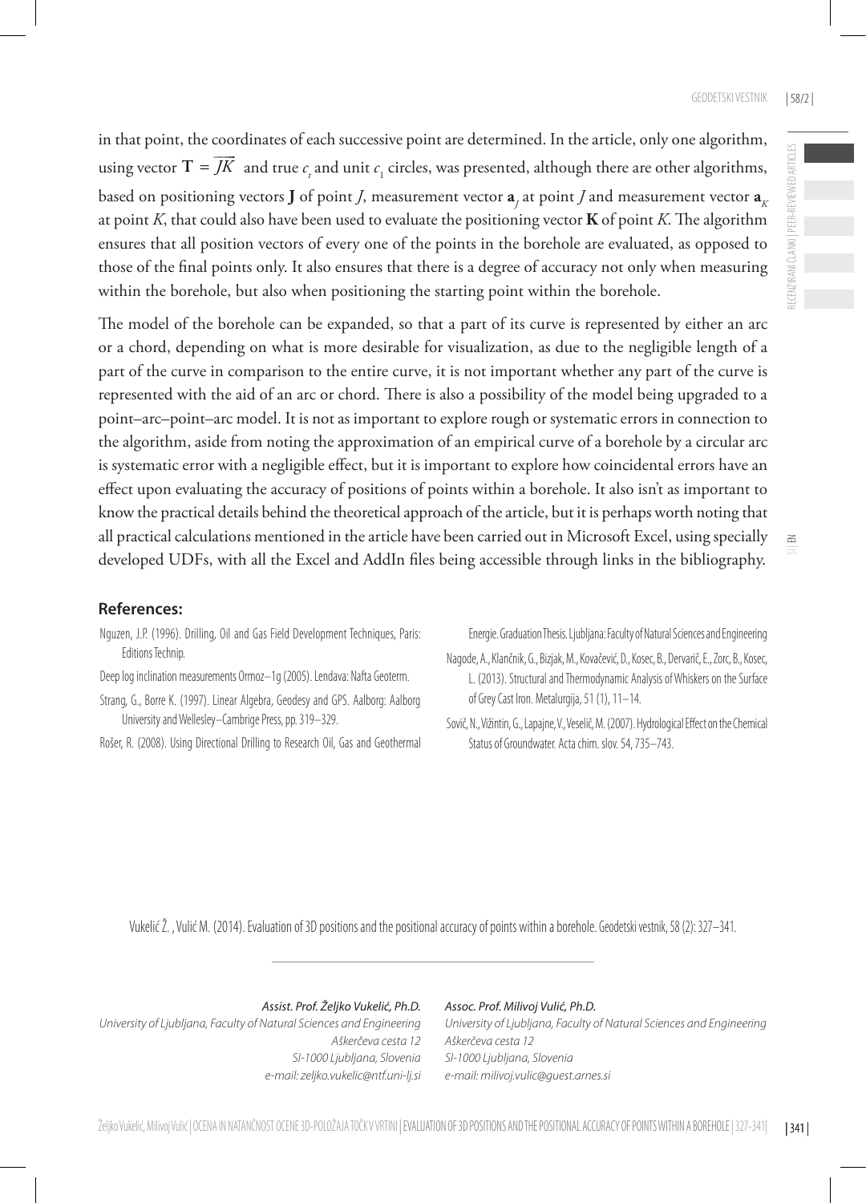in that point, the coordinates of each successive point are determined. In the article, only one algorithm, using vector $\mathbf{T} = \overrightarrow{JK}$ and true $c_t$ and unit $c_1$ circles, was presented, although there are other algorithms, based on positioning vectors $\mathbf{J}$ of point $J$, measurement vector $\mathbf{a}_J$ at point $J$ and measurement vector $\mathbf{a}_K$ at point $K$, that could also have been used to evaluate the positioning vector $\mathbf{K}$ of point $K$. The algorithm ensures that all position vectors of every one of the points in the borehole are evaluated, as opposed to those of the final points only. It also ensures that there is a degree of accuracy not only when measuring within the borehole, but also when positioning the starting point within the borehole.

The model of the borehole can be expanded, so that a part of its curve is represented by either an arc or a chord, depending on what is more desirable for visualization, as due to the negligible length of a part of the curve in comparison to the entire curve, it is not important whether any part of the curve is represented with the aid of an arc or chord. There is also a possibility of the model being upgraded to a point–arc–point–arc model. It is not as important to explore rough or systematic errors in connection to the algorithm, aside from noting the approximation of an empirical curve of a borehole by a circular arc is systematic error with a negligible effect, but it is important to explore how coincidental errors have an effect upon evaluating the accuracy of positions of points within a borehole. It also isn't as important to know the practical details behind the theoretical approach of the article, but it is perhaps worth noting that all practical calculations mentioned in the article have been carried out in Microsoft Excel, using specially developed UDFs, with all the Excel and AddIn files being accessible through links in the bibliography.

## References:

Nguzen, J.P. (1996). Drilling, Oil and Gas Field Development Techniques, Paris: Editions Technip.

Deep log inclination measurements Ormoz–1g (2005). Lendava: Nafta Geoterm.

Strang, G., Borre K. (1997). Linear Algebra, Geodesy and GPS. Aalborg: Aalborg University and Wellesley–Cambrige Press, pp. 319–329.

Rošer, R. (2008). Using Directional Drilling to Research Oil, Gas and Geothermal Energie. Graduation Thesis. Ljubljana: Faculty of Natural Sciences and Engineering

Nagode, A., Klančnik, G., Bizjak, M., Kovačević, D., Kosec, B., Dervarič, E., Zorc, B., Kosec, L. (2013). Structural and Thermodynamic Analysis of Whiskers on the Surface of Grey Cast Iron. Metalurgija, 51 (1), 11–14.

Sovič, N., Vižintin, G., Lapajne, V., Veselič, M. (2007). Hydrological Effect on the Chemical Status of Groundwater. Acta chim. slov. 54, 735–743.

Vukelić Ž. , Vulić M. (2014). Evaluation of 3D positions and the positional accuracy of points within a borehole. Geodetski vestnik, 58 (2): 327–341.

*Assist. Prof. Željko Vukelić, Ph.D.*
*University of Ljubljana, Faculty of Natural Sciences and Engineering*
*Aškerčeva cesta 12*
*SI-1000 Ljubljana, Slovenia*
*e-mail: zeljko.vukelic@ntf.uni-lj.si*

*Assoc. Prof. Milivoj Vulić, Ph.D.*
*University of Ljubljana, Faculty of Natural Sciences and Engineering*
*Aškerčeva cesta 12*
*SI-1000 Ljubljana, Slovenia*
*e-mail: milivoj.vulic@guest.arnes.si*